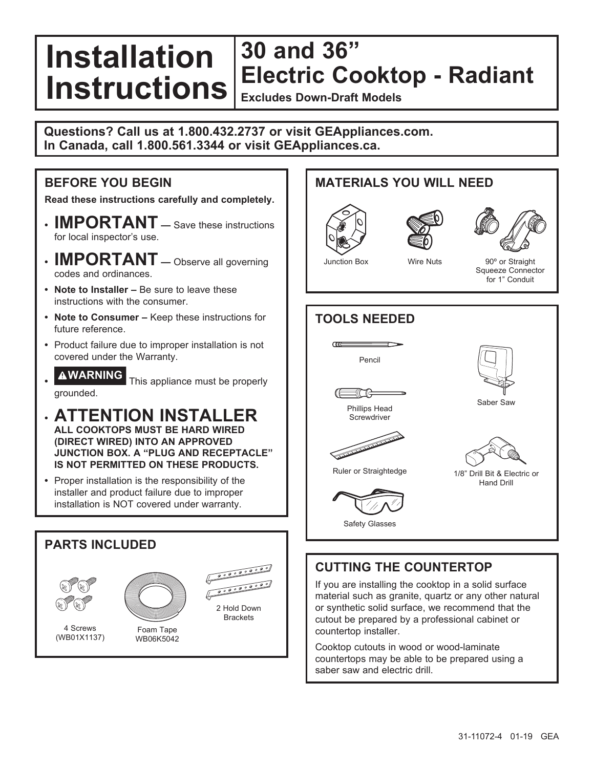# Installation Instructions

## 30 and 36" Electric Cooktop - Radiant

**Excludes Down-Draft Models**

**Questions? Call us at 1.800.432.2737 or visit GEAppliances.com.**
**In Canada, call 1.800.561.3344 or visit GEAppliances.ca.**

## BEFORE YOU BEGIN

**Read these instructions carefully and completely.**

- **IMPORTANT** — Save these instructions for local inspector's use.
- **IMPORTANT** — Observe all governing codes and ordinances.
- **Note to Installer –** Be sure to leave these instructions with the consumer.
- **Note to Consumer –** Keep these instructions for future reference.
- Product failure due to improper installation is not covered under the Warranty.
- **⚠WARNING** This appliance must be properly grounded.
- **ATTENTION INSTALLER**
  **ALL COOKTOPS MUST BE HARD WIRED (DIRECT WIRED) INTO AN APPROVED JUNCTION BOX. A "PLUG AND RECEPTACLE" IS NOT PERMITTED ON THESE PRODUCTS.**
- Proper installation is the responsibility of the installer and product failure due to improper installation is NOT covered under warranty.

## PARTS INCLUDED

- 4 Screws (WB01X1137)
- Foam Tape WB06K5042
- 2 Hold Down Brackets

## MATERIALS YOU WILL NEED

- Junction Box
- Wire Nuts
- 90º or Straight Squeeze Connector for 1" Conduit

## TOOLS NEEDED

- Pencil
- Phillips Head Screwdriver
- Ruler or Straightedge
- Safety Glasses
- Saber Saw
- 1/8" Drill Bit & Electric or Hand Drill

## CUTTING THE COUNTERTOP

If you are installing the cooktop in a solid surface material such as granite, quartz or any other natural or synthetic solid surface, we recommend that the cutout be prepared by a professional cabinet or countertop installer.

Cooktop cutouts in wood or wood-laminate countertops may be able to be prepared using a saber saw and electric drill.

31-11072-4 01-19 GEA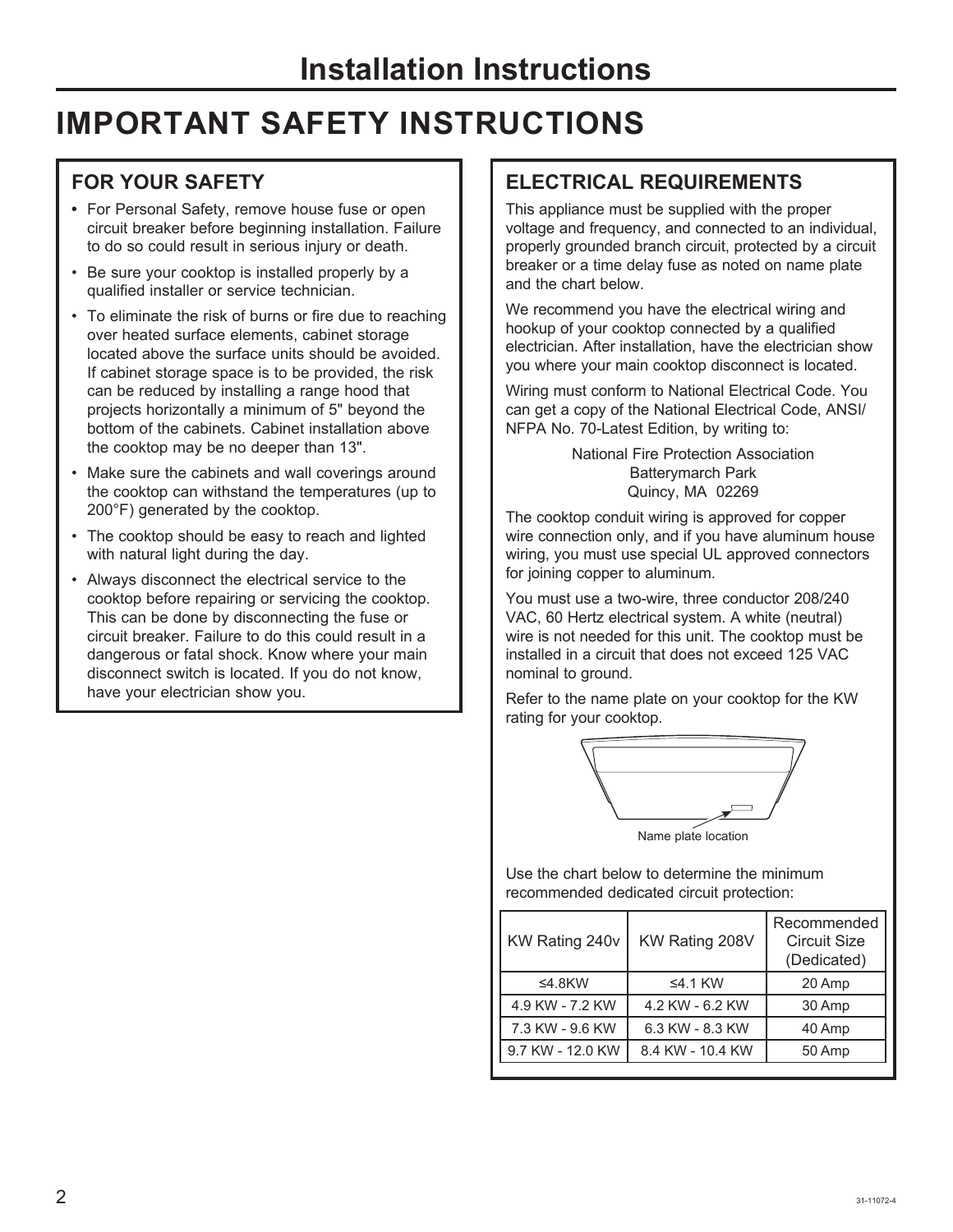# Installation Instructions

# IMPORTANT SAFETY INSTRUCTIONS

## FOR YOUR SAFETY

- For Personal Safety, remove house fuse or open circuit breaker before beginning installation. Failure to do so could result in serious injury or death.
- Be sure your cooktop is installed properly by a qualified installer or service technician.
- To eliminate the risk of burns or fire due to reaching over heated surface elements, cabinet storage located above the surface units should be avoided. If cabinet storage space is to be provided, the risk can be reduced by installing a range hood that projects horizontally a minimum of 5" beyond the bottom of the cabinets. Cabinet installation above the cooktop may be no deeper than 13".
- Make sure the cabinets and wall coverings around the cooktop can withstand the temperatures (up to 200°F) generated by the cooktop.
- The cooktop should be easy to reach and lighted with natural light during the day.
- Always disconnect the electrical service to the cooktop before repairing or servicing the cooktop. This can be done by disconnecting the fuse or circuit breaker. Failure to do this could result in a dangerous or fatal shock. Know where your main disconnect switch is located. If you do not know, have your electrician show you.

## ELECTRICAL REQUIREMENTS

This appliance must be supplied with the proper voltage and frequency, and connected to an individual, properly grounded branch circuit, protected by a circuit breaker or a time delay fuse as noted on name plate and the chart below.

We recommend you have the electrical wiring and hookup of your cooktop connected by a qualified electrician. After installation, have the electrician show you where your main cooktop disconnect is located.

Wiring must conform to National Electrical Code. You can get a copy of the National Electrical Code, ANSI/ NFPA No. 70-Latest Edition, by writing to:

National Fire Protection Association
Batterymarch Park
Quincy, MA 02269

The cooktop conduit wiring is approved for copper wire connection only, and if you have aluminum house wiring, you must use special UL approved connectors for joining copper to aluminum.

You must use a two-wire, three conductor 208/240 VAC, 60 Hertz electrical system. A white (neutral) wire is not needed for this unit. The cooktop must be installed in a circuit that does not exceed 125 VAC nominal to ground.

Refer to the name plate on your cooktop for the KW rating for your cooktop.

Name plate location

Use the chart below to determine the minimum recommended dedicated circuit protection:

| KW Rating 240v | KW Rating 208V | Recommended Circuit Size (Dedicated) |
|---|---|---|
| ≤4.8KW | ≤4.1 KW | 20 Amp |
| 4.9 KW - 7.2 KW | 4.2 KW - 6.2 KW | 30 Amp |
| 7.3 KW - 9.6 KW | 6.3 KW - 8.3 KW | 40 Amp |
| 9.7 KW - 12.0 KW | 8.4 KW - 10.4 KW | 50 Amp |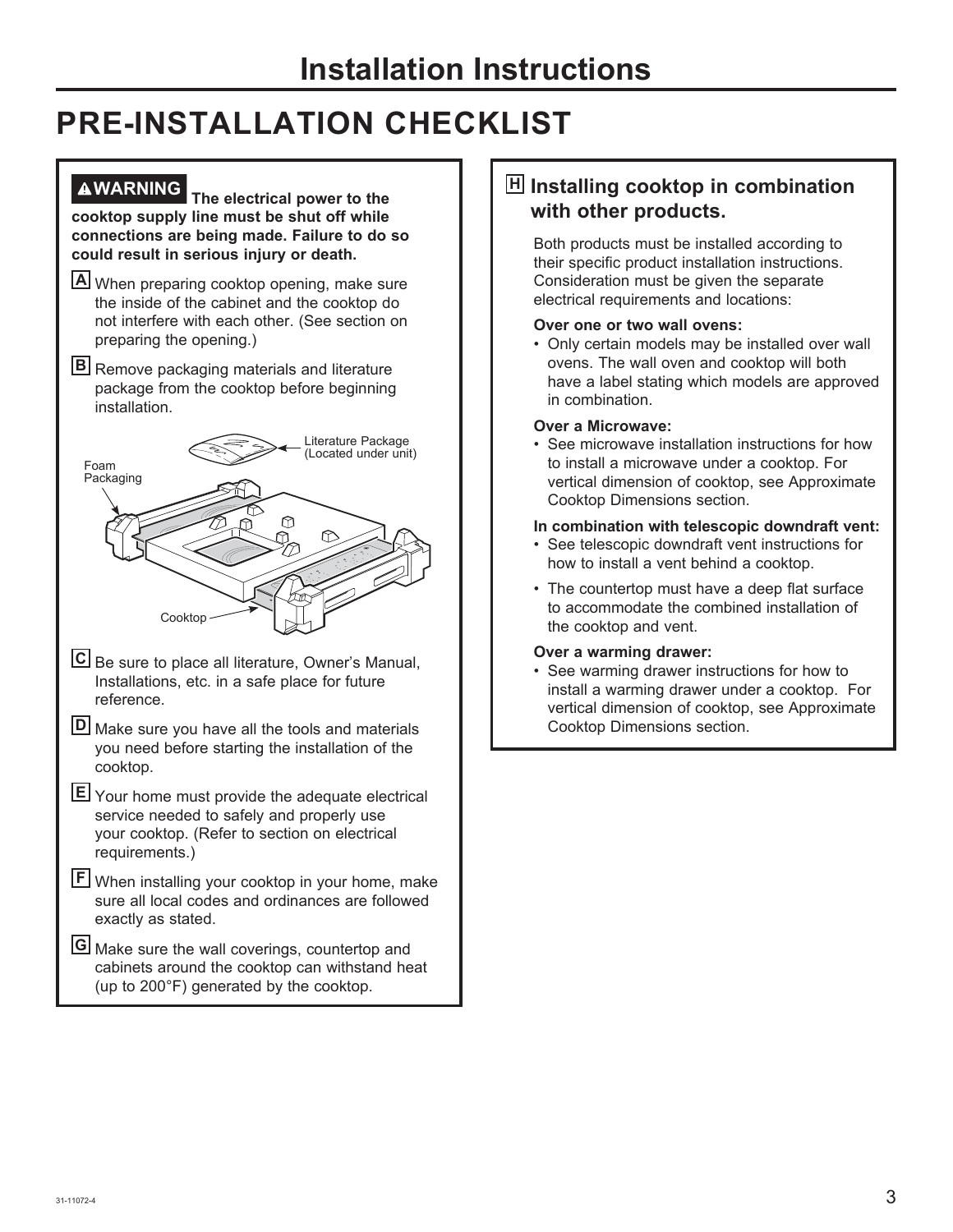# Installation Instructions

## PRE-INSTALLATION CHECKLIST

**⚠WARNING The electrical power to the cooktop supply line must be shut off while connections are being made. Failure to do so could result in serious injury or death.**

**A** When preparing cooktop opening, make sure the inside of the cabinet and the cooktop do not interfere with each other. (See section on preparing the opening.)

**B** Remove packaging materials and literature package from the cooktop before beginning installation.

Literature Package (Located under unit)

Foam Packaging

Cooktop

**C** Be sure to place all literature, Owner's Manual, Installations, etc. in a safe place for future reference.

**D** Make sure you have all the tools and materials you need before starting the installation of the cooktop.

**E** Your home must provide the adequate electrical service needed to safely and properly use your cooktop. (Refer to section on electrical requirements.)

**F** When installing your cooktop in your home, make sure all local codes and ordinances are followed exactly as stated.

**G** Make sure the wall coverings, countertop and cabinets around the cooktop can withstand heat (up to 200°F) generated by the cooktop.

### H Installing cooktop in combination with other products.

Both products must be installed according to their specific product installation instructions. Consideration must be given the separate electrical requirements and locations:

**Over one or two wall ovens:**

- Only certain models may be installed over wall ovens. The wall oven and cooktop will both have a label stating which models are approved in combination.

**Over a Microwave:**

- See microwave installation instructions for how to install a microwave under a cooktop. For vertical dimension of cooktop, see Approximate Cooktop Dimensions section.

**In combination with telescopic downdraft vent:**

- See telescopic downdraft vent instructions for how to install a vent behind a cooktop.
- The countertop must have a deep flat surface to accommodate the combined installation of the cooktop and vent.

**Over a warming drawer:**

- See warming drawer instructions for how to install a warming drawer under a cooktop. For vertical dimension of cooktop, see Approximate Cooktop Dimensions section.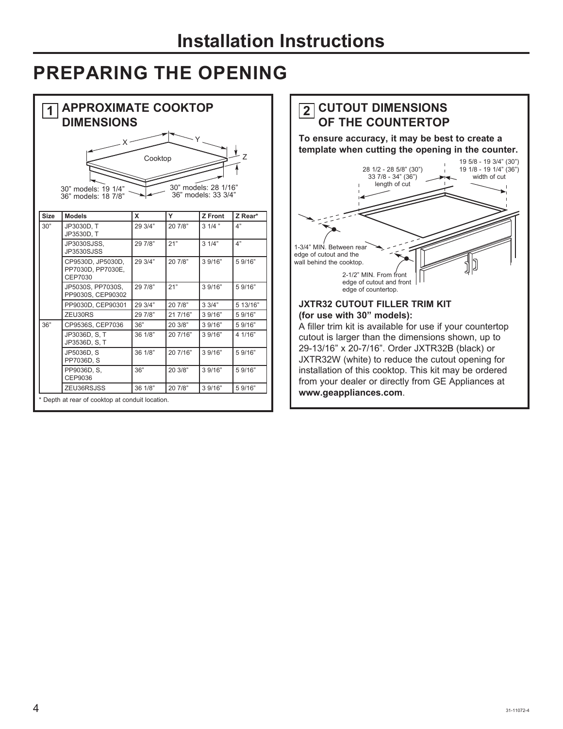# PREPARING THE OPENING

## 1 APPROXIMATE COOKTOP DIMENSIONS

X

Y

Z

Cooktop

30" models: 19 1/4"
36" models: 18 7/8"

30" models: 28 1/16"
36" models: 33 3/4"

| Size | Models | X | Y | Z Front | Z Rear* |
|---|---|---|---|---|---|
| 30" | JP3030D, T JP3530D, T | 29 3/4" | 20 7/8" | 3 1/4 " | 4" |
| | JP3030SJSS, JP3530SJSS | 29 7/8" | 21" | 3 1/4" | 4" |
| | CP9530D, JP5030D, PP7030D, PP7030E, CEP7030 | 29 3/4" | 20 7/8" | 3 9/16" | 5 9/16" |
| | JP5030S, PP7030S, PP9030S, CEP90302 | 29 7/8" | 21" | 3 9/16" | 5 9/16" |
| | PP9030D, CEP90301 | 29 3/4" | 20 7/8" | 3 3/4" | 5 13/16" |
| | ZEU30RS | 29 7/8" | 21 7/16" | 3 9/16" | 5 9/16" |
| 36" | CP9536S, CEP7036 | 36" | 20 3/8" | 3 9/16" | 5 9/16" |
| | JP3036D, S, T JP3536D, S, T | 36 1/8" | 20 7/16" | 3 9/16" | 4 1/16" |
| | JP5036D, S PP7036D, S | 36 1/8" | 20 7/16" | 3 9/16" | 5 9/16" |
| | PP9036D, S, CEP9036 | 36" | 20 3/8" | 3 9/16" | 5 9/16" |
| | ZEU36RSJSS | 36 1/8" | 20 7/8" | 3 9/16" | 5 9/16" |

\* Depth at rear of cooktop at conduit location.

## 2 CUTOUT DIMENSIONS OF THE COUNTERTOP

**To ensure accuracy, it may be best to create a template when cutting the opening in the counter.**

28 1/2 - 28 5/8" (30")
33 7/8 - 34" (36")
length of cut

19 5/8 - 19 3/4" (30")
19 1/8 - 19 1/4" (36")
width of cut

1-3/4" MIN. Between rear edge of cutout and the wall behind the cooktop.

2-1/2" MIN. From front edge of cutout and front edge of countertop.

### JXTR32 CUTOUT FILLER TRIM KIT (for use with 30" models):

A filler trim kit is available for use if your countertop cutout is larger than the dimensions shown, up to 29-13/16" x 20-7/16". Order JXTR32B (black) or JXTR32W (white) to reduce the cutout opening for installation of this cooktop. This kit may be ordered from your dealer or directly from GE Appliances at **www.geappliances.com**.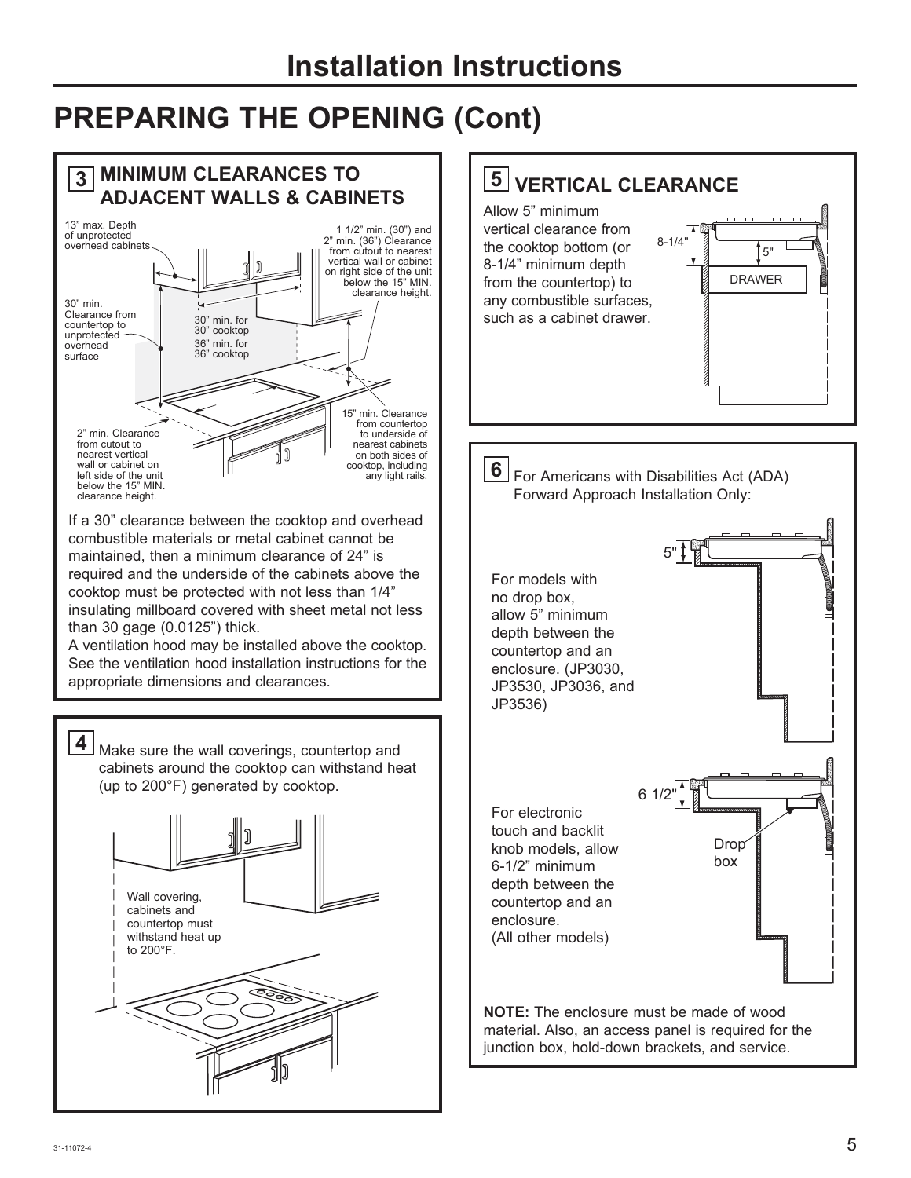# Installation Instructions

## PREPARING THE OPENING (Cont)

### 3 MINIMUM CLEARANCES TO ADJACENT WALLS & CABINETS

13" max. Depth of unprotected overhead cabinets

1 1/2" min. (30") and 2" min. (36") Clearance from cutout to nearest vertical wall or cabinet on right side of the unit below the 15" MIN. clearance height.

30" min. Clearance from countertop to unprotected overhead surface

30" min. for 30" cooktop
36" min. for 36" cooktop

15" min. Clearance from countertop to underside of nearest cabinets on both sides of cooktop, including any light rails.

2" min. Clearance from cutout to nearest vertical wall or cabinet on left side of the unit below the 15" MIN. clearance height.

If a 30" clearance between the cooktop and overhead combustible materials or metal cabinet cannot be maintained, then a minimum clearance of 24" is required and the underside of the cabinets above the cooktop must be protected with not less than 1/4" insulating millboard covered with sheet metal not less than 30 gage (0.0125") thick.

A ventilation hood may be installed above the cooktop. See the ventilation hood installation instructions for the appropriate dimensions and clearances.

### 4

Make sure the wall coverings, countertop and cabinets around the cooktop can withstand heat (up to 200°F) generated by cooktop.

Wall covering, cabinets and countertop must withstand heat up to 200°F.

### 5 VERTICAL CLEARANCE

Allow 5" minimum vertical clearance from the cooktop bottom (or 8-1/4" minimum depth from the countertop) to any combustible surfaces, such as a cabinet drawer.

8-1/4"
5"
DRAWER

### 6

For Americans with Disabilities Act (ADA) Forward Approach Installation Only:

For models with no drop box, allow 5" minimum depth between the countertop and an enclosure. (JP3030, JP3530, JP3036, and JP3536)

5"

For electronic touch and backlit knob models, allow 6-1/2" minimum depth between the countertop and an enclosure. (All other models)

6 1/2"
Drop box

**NOTE:** The enclosure must be made of wood material. Also, an access panel is required for the junction box, hold-down brackets, and service.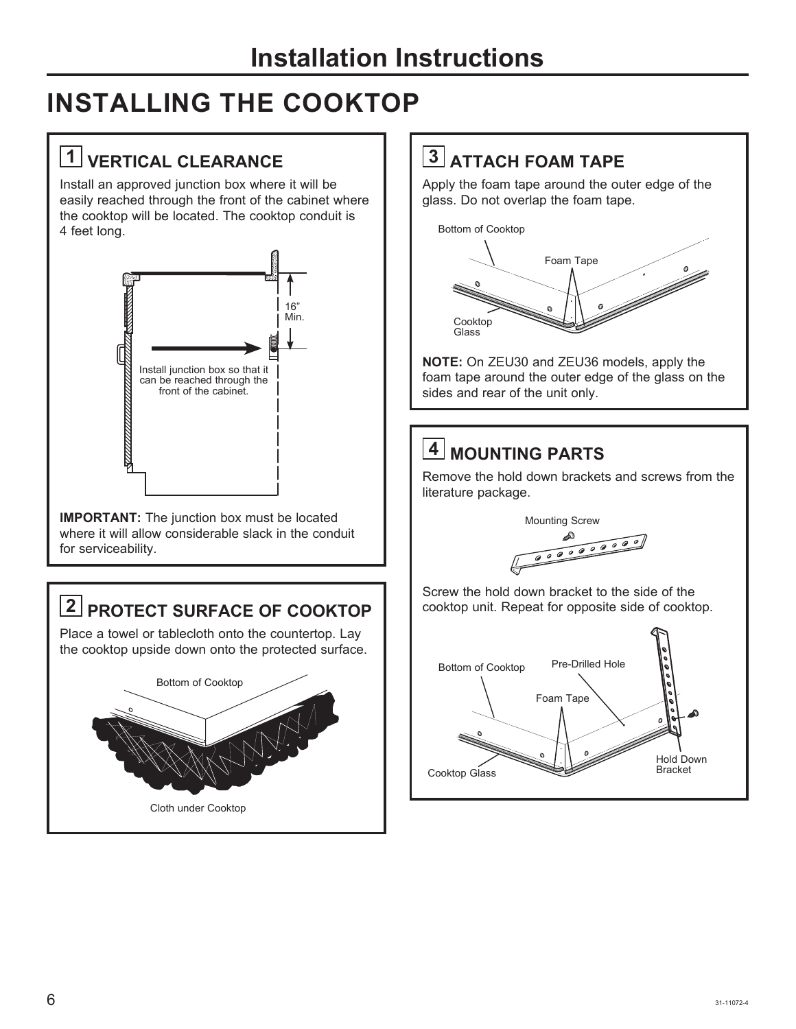# Installation Instructions

## INSTALLING THE COOKTOP

### 1 VERTICAL CLEARANCE

Install an approved junction box where it will be easily reached through the front of the cabinet where the cooktop will be located. The cooktop conduit is 4 feet long.

16" Min.

Install junction box so that it can be reached through the front of the cabinet.

**IMPORTANT:** The junction box must be located where it will allow considerable slack in the conduit for serviceability.

### 2 PROTECT SURFACE OF COOKTOP

Place a towel or tablecloth onto the countertop. Lay the cooktop upside down onto the protected surface.

Bottom of Cooktop

Cloth under Cooktop

### 3 ATTACH FOAM TAPE

Apply the foam tape around the outer edge of the glass. Do not overlap the foam tape.

Bottom of Cooktop

Foam Tape

Cooktop Glass

**NOTE:** On ZEU30 and ZEU36 models, apply the foam tape around the outer edge of the glass on the sides and rear of the unit only.

### 4 MOUNTING PARTS

Remove the hold down brackets and screws from the literature package.

Mounting Screw

Screw the hold down bracket to the side of the cooktop unit. Repeat for opposite side of cooktop.

Bottom of Cooktop

Pre-Drilled Hole

Foam Tape

Hold Down Bracket

Cooktop Glass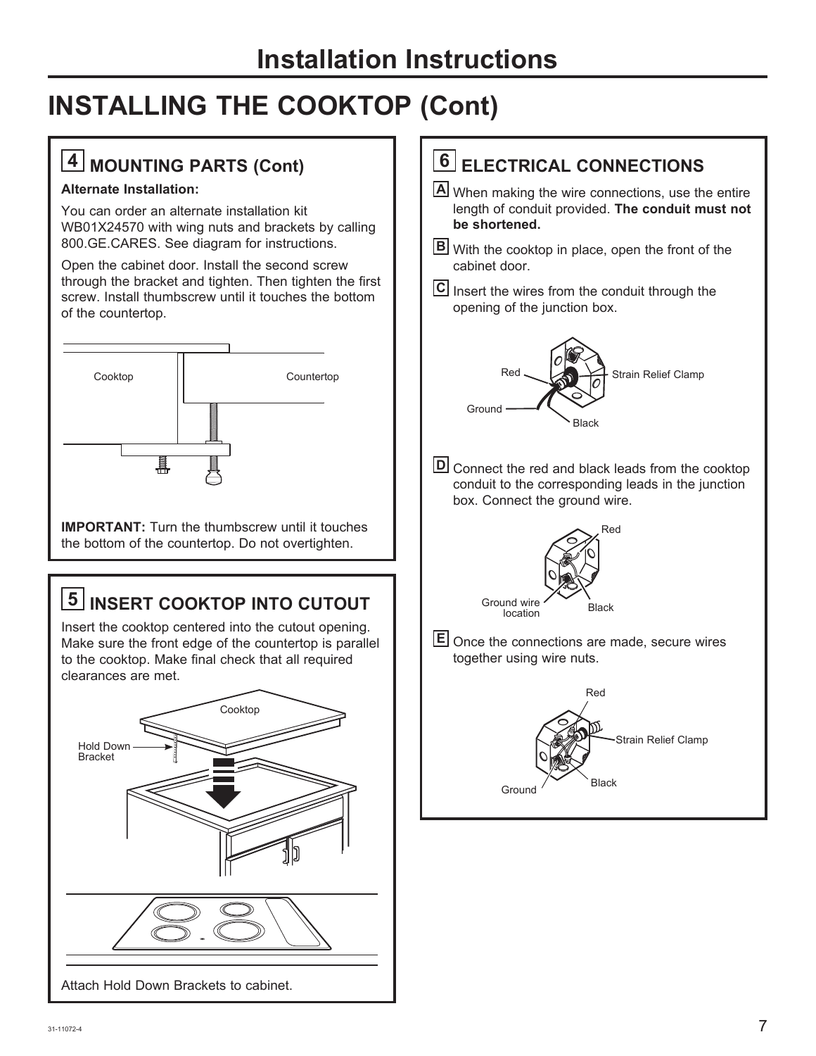# INSTALLING THE COOKTOP (Cont)

## 4 MOUNTING PARTS (Cont)

**Alternate Installation:**

You can order an alternate installation kit WB01X24570 with wing nuts and brackets by calling 800.GE.CARES. See diagram for instructions.

Open the cabinet door. Install the second screw through the bracket and tighten. Then tighten the first screw. Install thumbscrew until it touches the bottom of the countertop.

Cooktop

Countertop

**IMPORTANT:** Turn the thumbscrew until it touches the bottom of the countertop. Do not overtighten.

## 5 INSERT COOKTOP INTO CUTOUT

Insert the cooktop centered into the cutout opening. Make sure the front edge of the countertop is parallel to the cooktop. Make final check that all required clearances are met.

Cooktop

Hold Down Bracket

Attach Hold Down Brackets to cabinet.

## 6 ELECTRICAL CONNECTIONS

**A** When making the wire connections, use the entire length of conduit provided. **The conduit must not be shortened.**

**B** With the cooktop in place, open the front of the cabinet door.

**C** Insert the wires from the conduit through the opening of the junction box.

Red

Strain Relief Clamp

Ground

Black

**D** Connect the red and black leads from the cooktop conduit to the corresponding leads in the junction box. Connect the ground wire.

Red

Ground wire location

Black

**E** Once the connections are made, secure wires together using wire nuts.

Red

Strain Relief Clamp

Ground

Black

31-11072-4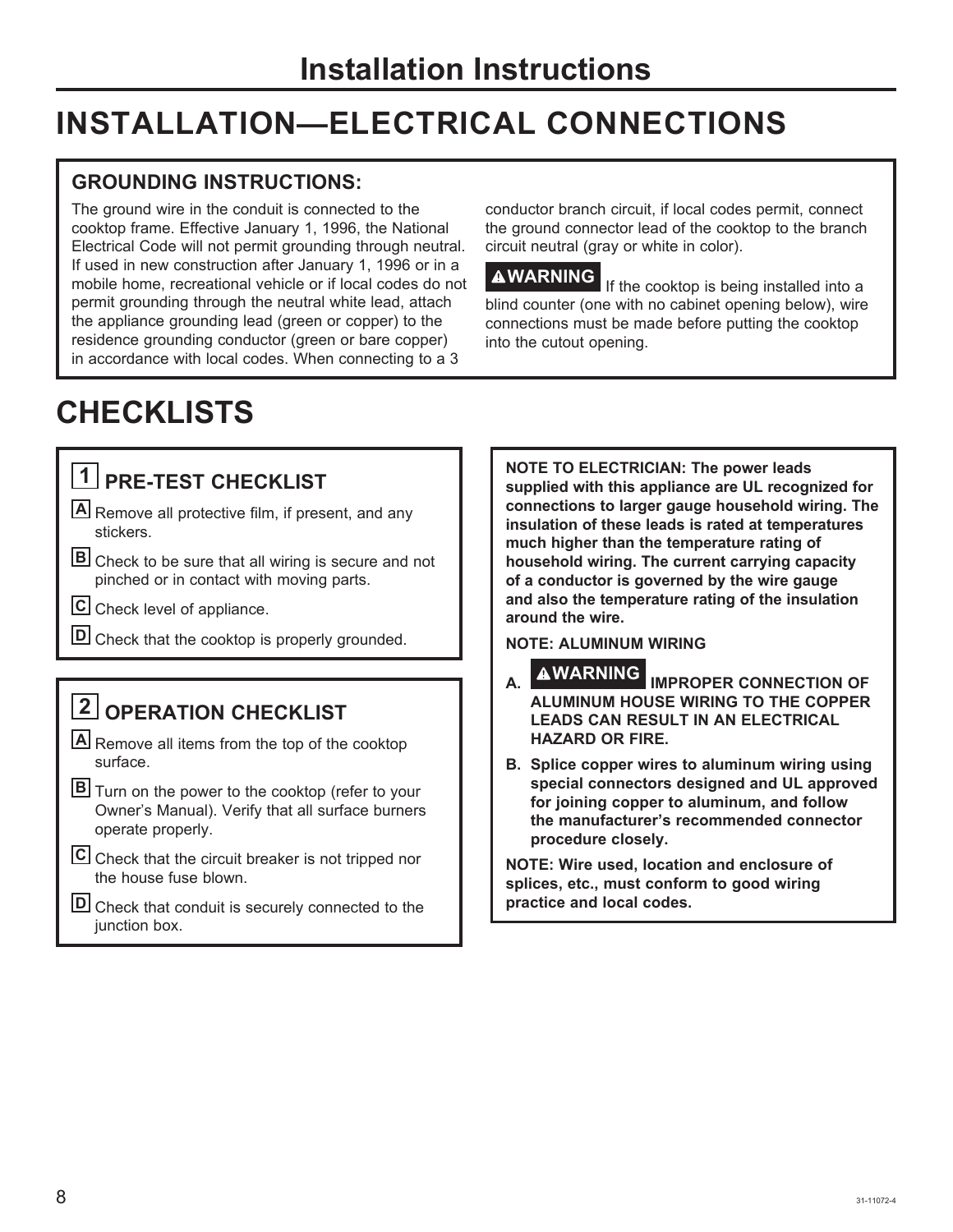# INSTALLATION—ELECTRICAL CONNECTIONS

### GROUNDING INSTRUCTIONS:

The ground wire in the conduit is connected to the cooktop frame. Effective January 1, 1996, the National Electrical Code will not permit grounding through neutral. If used in new construction after January 1, 1996 or in a mobile home, recreational vehicle or if local codes do not permit grounding through the neutral white lead, attach the appliance grounding lead (green or copper) to the residence grounding conductor (green or bare copper) in accordance with local codes. When connecting to a 3 conductor branch circuit, if local codes permit, connect the ground connector lead of the cooktop to the branch circuit neutral (gray or white in color).

**⚠WARNING** If the cooktop is being installed into a blind counter (one with no cabinet opening below), wire connections must be made before putting the cooktop into the cutout opening.

# CHECKLISTS

### 1 PRE-TEST CHECKLIST

**A** Remove all protective film, if present, and any stickers.

**B** Check to be sure that all wiring is secure and not pinched or in contact with moving parts.

**C** Check level of appliance.

**D** Check that the cooktop is properly grounded.

### 2 OPERATION CHECKLIST

**A** Remove all items from the top of the cooktop surface.

**B** Turn on the power to the cooktop (refer to your Owner's Manual). Verify that all surface burners operate properly.

**C** Check that the circuit breaker is not tripped nor the house fuse blown.

**D** Check that conduit is securely connected to the junction box.

**NOTE TO ELECTRICIAN: The power leads supplied with this appliance are UL recognized for connections to larger gauge household wiring. The insulation of these leads is rated at temperatures much higher than the temperature rating of household wiring. The current carrying capacity of a conductor is governed by the wire gauge and also the temperature rating of the insulation around the wire.**

**NOTE: ALUMINUM WIRING**

**A. ⚠WARNING IMPROPER CONNECTION OF ALUMINUM HOUSE WIRING TO THE COPPER LEADS CAN RESULT IN AN ELECTRICAL HAZARD OR FIRE.**

**B. Splice copper wires to aluminum wiring using special connectors designed and UL approved for joining copper to aluminum, and follow the manufacturer's recommended connector procedure closely.**

**NOTE: Wire used, location and enclosure of splices, etc., must conform to good wiring practice and local codes.**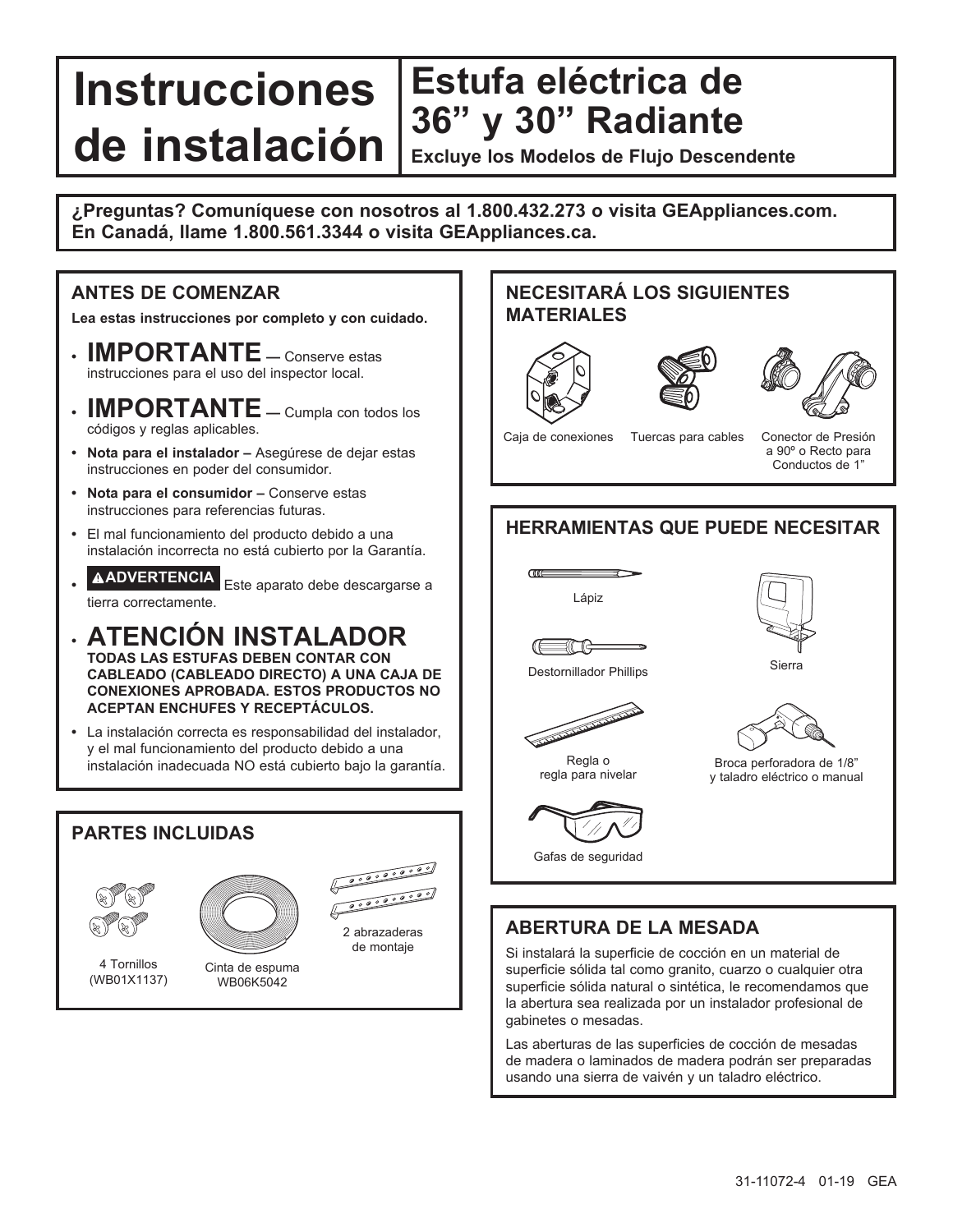# Instrucciones de instalación

# Estufa eléctrica de 36” y 30” Radiante

**Excluye los Modelos de Flujo Descendente**

**¿Preguntas? Comuníquese con nosotros al 1.800.432.273 o visita GEAppliances.com. En Canadá, llame 1.800.561.3344 o visita GEAppliances.ca.**

## ANTES DE COMENZAR

**Lea estas instrucciones por completo y con cuidado.**

- **IMPORTANTE** — Conserve estas instrucciones para el uso del inspector local.
- **IMPORTANTE** — Cumpla con todos los códigos y reglas aplicables.
- **Nota para el instalador –** Asegúrese de dejar estas instrucciones en poder del consumidor.
- **Nota para el consumidor –** Conserve estas instrucciones para referencias futuras.
- El mal funcionamiento del producto debido a una instalación incorrecta no está cubierto por la Garantía.
- **⚠ADVERTENCIA** Este aparato debe descargarse a tierra correctamente.
- **ATENCIÓN INSTALADOR**
  **TODAS LAS ESTUFAS DEBEN CONTAR CON CABLEADO (CABLEADO DIRECTO) A UNA CAJA DE CONEXIONES APROBADA. ESTOS PRODUCTOS NO ACEPTAN ENCHUFES Y RECEPTÁCULOS.**
- La instalación correcta es responsabilidad del instalador, y el mal funcionamiento del producto debido a una instalación inadecuada NO está cubierto bajo la garantía.

## PARTES INCLUIDAS

- 4 Tornillos (WB01X1137)
- Cinta de espuma WB06K5042
- 2 abrazaderas de montaje

## NECESITARÁ LOS SIGUIENTES MATERIALES

- Caja de conexiones
- Tuercas para cables
- Conector de Presión a 90º o Recto para Conductos de 1”

## HERRAMIENTAS QUE PUEDE NECESITAR

- Lápiz
- Destornillador Phillips
- Regla o regla para nivelar
- Gafas de seguridad
- Sierra
- Broca perforadora de 1/8” y taladro eléctrico o manual

## ABERTURA DE LA MESADA

Si instalará la superficie de cocción en un material de superficie sólida tal como granito, cuarzo o cualquier otra superficie sólida natural o sintética, le recomendamos que la abertura sea realizada por un instalador profesional de gabinetes o mesadas.

Las aberturas de las superficies de cocción de mesadas de madera o laminados de madera podrán ser preparadas usando una sierra de vaivén y un taladro eléctrico.

31-11072-4 01-19 GEA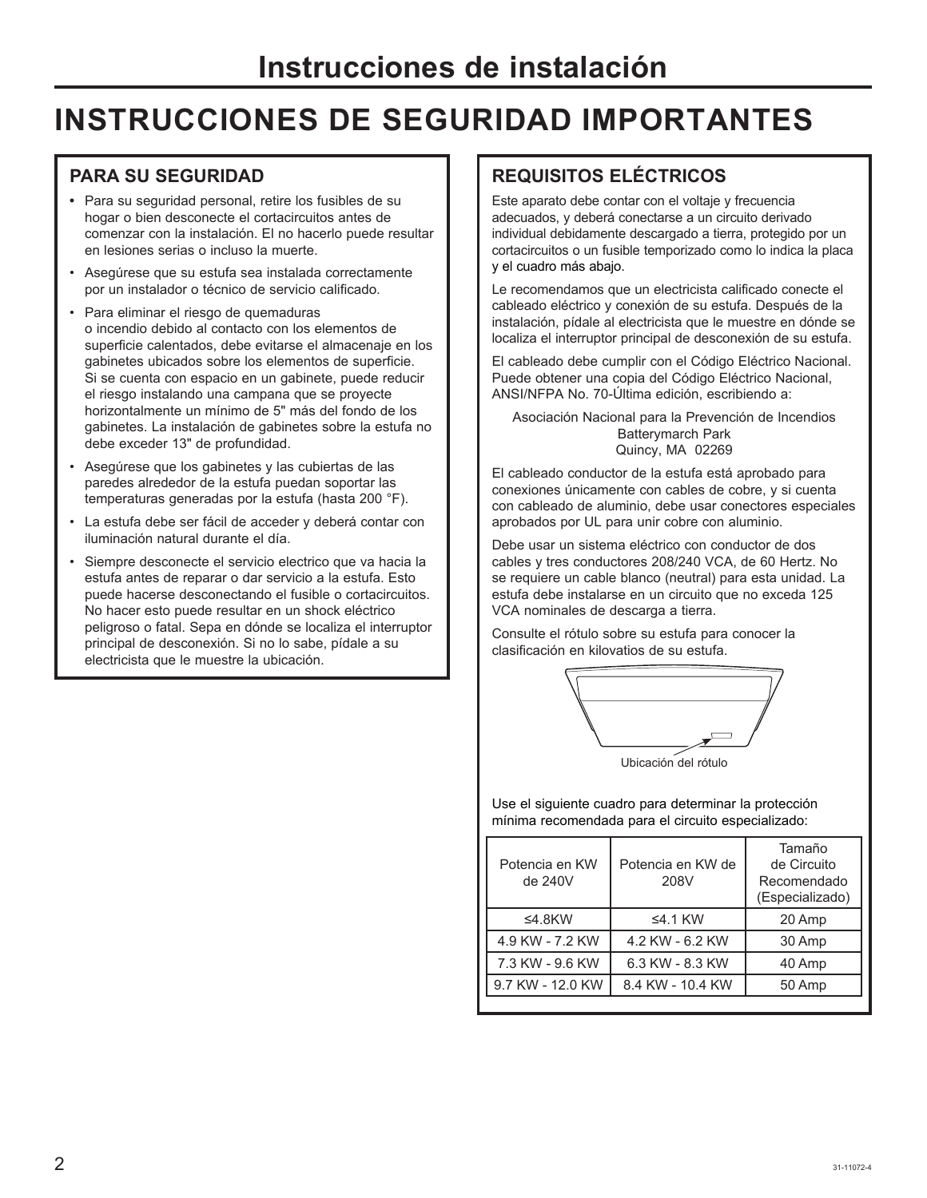# Instrucciones de instalación

# INSTRUCCIONES DE SEGURIDAD IMPORTANTES

## PARA SU SEGURIDAD

- Para su seguridad personal, retire los fusibles de su hogar o bien desconecte el cortacircuitos antes de comenzar con la instalación. El no hacerlo puede resultar en lesiones serias o incluso la muerte.
- Asegúrese que su estufa sea instalada correctamente por un instalador o técnico de servicio calificado.
- Para eliminar el riesgo de quemaduras o incendio debido al contacto con los elementos de superficie calentados, debe evitarse el almacenaje en los gabinetes ubicados sobre los elementos de superficie. Si se cuenta con espacio en un gabinete, puede reducir el riesgo instalando una campana que se proyecte horizontalmente un mínimo de 5" más del fondo de los gabinetes. La instalación de gabinetes sobre la estufa no debe exceder 13" de profundidad.
- Asegúrese que los gabinetes y las cubiertas de las paredes alrededor de la estufa puedan soportar las temperaturas generadas por la estufa (hasta 200 °F).
- La estufa debe ser fácil de acceder y deberá contar con iluminación natural durante el día.
- Siempre desconecte el servicio electrico que va hacia la estufa antes de reparar o dar servicio a la estufa. Esto puede hacerse desconectando el fusible o cortacircuitos. No hacer esto puede resultar en un shock eléctrico peligroso o fatal. Sepa en dónde se localiza el interruptor principal de desconexión. Si no lo sabe, pídale a su electricista que le muestre la ubicación.

## REQUISITOS ELÉCTRICOS

Este aparato debe contar con el voltaje y frecuencia adecuados, y deberá conectarse a un circuito derivado individual debidamente descargado a tierra, protegido por un cortacircuitos o un fusible temporizado como lo indica la placa y el cuadro más abajo.

Le recomendamos que un electricista calificado conecte el cableado eléctrico y conexión de su estufa. Después de la instalación, pídale al electricista que le muestre en dónde se localiza el interruptor principal de desconexión de su estufa.

El cableado debe cumplir con el Código Eléctrico Nacional. Puede obtener una copia del Código Eléctrico Nacional, ANSI/NFPA No. 70-Última edición, escribiendo a:

Asociación Nacional para la Prevención de Incendios
Batterymarch Park
Quincy, MA 02269

El cableado conductor de la estufa está aprobado para conexiones únicamente con cables de cobre, y si cuenta con cableado de aluminio, debe usar conectores especiales aprobados por UL para unir cobre con aluminio.

Debe usar un sistema eléctrico con conductor de dos cables y tres conductores 208/240 VCA, de 60 Hertz. No se requiere un cable blanco (neutral) para esta unidad. La estufa debe instalarse en un circuito que no exceda 125 VCA nominales de descarga a tierra.

Consulte el rótulo sobre su estufa para conocer la clasificación en kilovatios de su estufa.

Ubicación del rótulo

Use el siguiente cuadro para determinar la protección mínima recomendada para el circuito especializado:

| Potencia en KW de 240V | Potencia en KW de 208V | Tamaño de Circuito Recomendado (Especializado) |
|---|---|---|
| ≤4.8KW | ≤4.1 KW | 20 Amp |
| 4.9 KW - 7.2 KW | 4.2 KW - 6.2 KW | 30 Amp |
| 7.3 KW - 9.6 KW | 6.3 KW - 8.3 KW | 40 Amp |
| 9.7 KW - 12.0 KW | 8.4 KW - 10.4 KW | 50 Amp |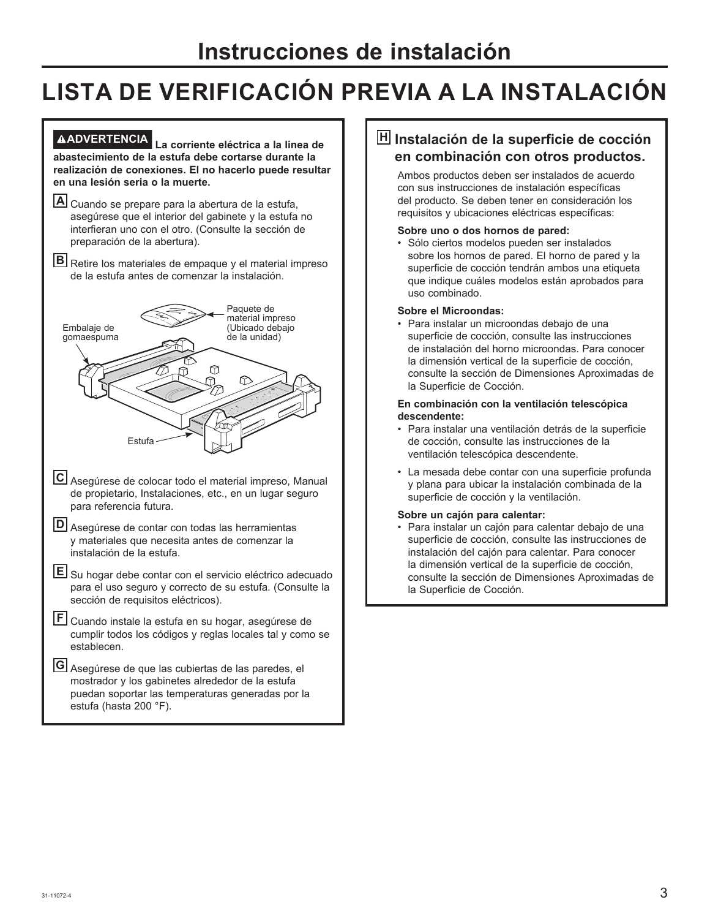# Instrucciones de instalación

## LISTA DE VERIFICACIÓN PREVIA A LA INSTALACIÓN

**⚠ADVERTENCIA** **La corriente eléctrica a la linea de abastecimiento de la estufa debe cortarse durante la realización de conexiones. El no hacerlo puede resultar en una lesión seria o la muerte.**

**A** Cuando se prepare para la abertura de la estufa, asegúrese que el interior del gabinete y la estufa no interfieran uno con el otro. (Consulte la sección de preparación de la abertura).

**B** Retire los materiales de empaque y el material impreso de la estufa antes de comenzar la instalación.

Embalaje de gomaespuma

Paquete de material impreso (Ubicado debajo de la unidad)

Estufa

**C** Asegúrese de colocar todo el material impreso, Manual de propietario, Instalaciones, etc., en un lugar seguro para referencia futura.

**D** Asegúrese de contar con todas las herramientas y materiales que necesita antes de comenzar la instalación de la estufa.

**E** Su hogar debe contar con el servicio eléctrico adecuado para el uso seguro y correcto de su estufa. (Consulte la sección de requisitos eléctricos).

**F** Cuando instale la estufa en su hogar, asegúrese de cumplir todos los códigos y reglas locales tal y como se establecen.

**G** Asegúrese de que las cubiertas de las paredes, el mostrador y los gabinetes alrededor de la estufa puedan soportar las temperaturas generadas por la estufa (hasta 200 °F).

### H Instalación de la superficie de cocción en combinación con otros productos.

Ambos productos deben ser instalados de acuerdo con sus instrucciones de instalación específicas del producto. Se deben tener en consideración los requisitos y ubicaciones eléctricas específicas:

**Sobre uno o dos hornos de pared:**

- Sólo ciertos modelos pueden ser instalados sobre los hornos de pared. El horno de pared y la superficie de cocción tendrán ambos una etiqueta que indique cuáles modelos están aprobados para uso combinado.

**Sobre el Microondas:**

- Para instalar un microondas debajo de una superficie de cocción, consulte las instrucciones de instalación del horno microondas. Para conocer la dimensión vertical de la superficie de cocción, consulte la sección de Dimensiones Aproximadas de la Superficie de Cocción.

**En combinación con la ventilación telescópica descendente:**

- Para instalar una ventilación detrás de la superficie de cocción, consulte las instrucciones de la ventilación telescópica descendente.
- La mesada debe contar con una superficie profunda y plana para ubicar la instalación combinada de la superficie de cocción y la ventilación.

**Sobre un cajón para calentar:**

- Para instalar un cajón para calentar debajo de una superficie de cocción, consulte las instrucciones de instalación del cajón para calentar. Para conocer la dimensión vertical de la superficie de cocción, consulte la sección de Dimensiones Aproximadas de la Superficie de Cocción.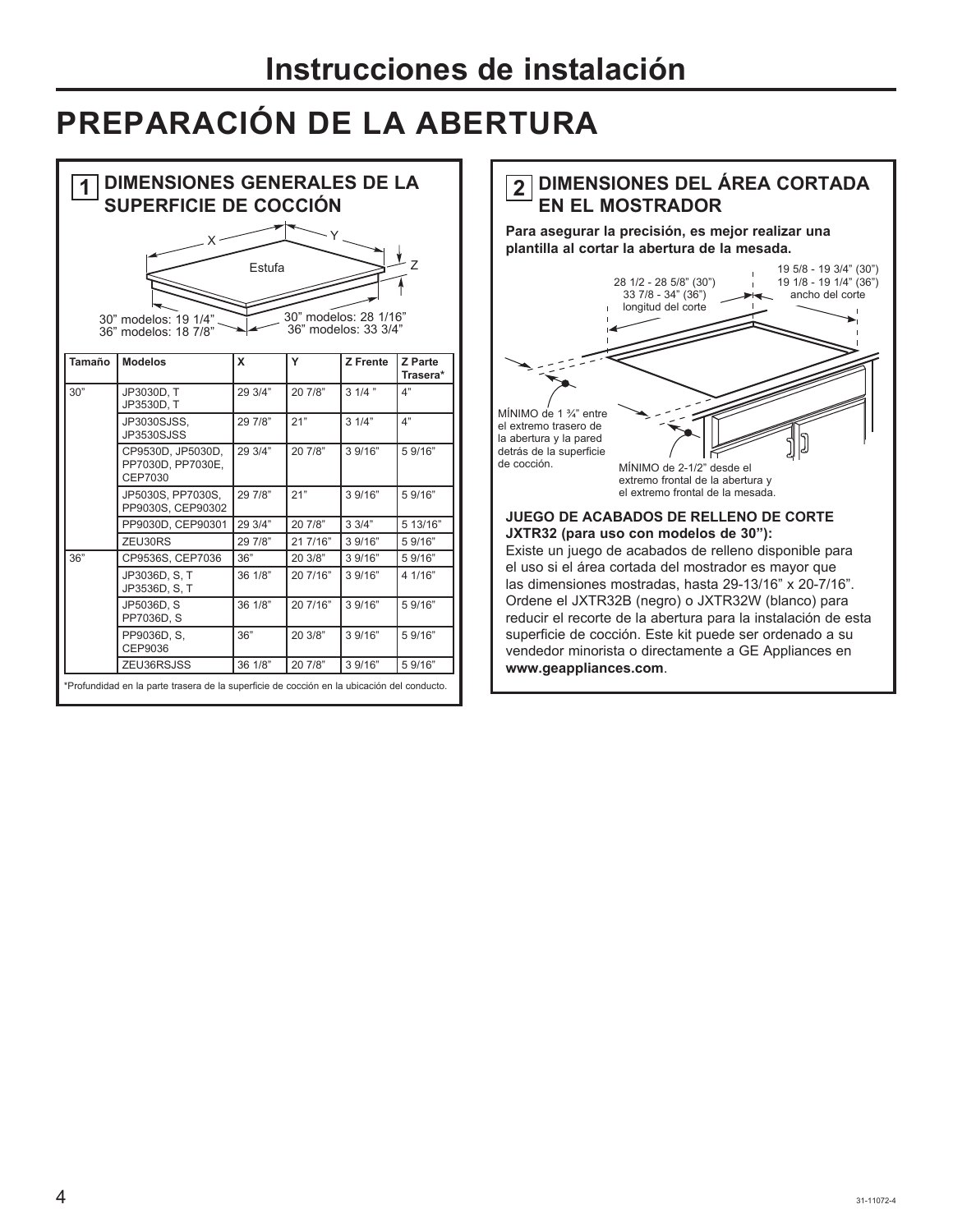# Instrucciones de instalación

## PREPARACIÓN DE LA ABERTURA

### 1 DIMENSIONES GENERALES DE LA SUPERFICIE DE COCCIÓN

X — Y — Z

Estufa

30" modelos: 19 1/4"
36" modelos: 18 7/8"

30" modelos: 28 1/16"
36" modelos: 33 3/4"

| Tamaño | Modelos | X | Y | Z Frente | Z Parte Trasera* |
|---|---|---|---|---|---|
| 30" | JP3030D, T JP3530D, T | 29 3/4" | 20 7/8" | 3 1/4 " | 4" |
| | JP3030SJSS, JP3530SJSS | 29 7/8" | 21" | 3 1/4" | 4" |
| | CP9530D, JP5030D, PP7030D, PP7030E, CEP7030 | 29 3/4" | 20 7/8" | 3 9/16" | 5 9/16" |
| | JP5030S, PP7030S, PP9030S, CEP90302 | 29 7/8" | 21" | 3 9/16" | 5 9/16" |
| | PP9030D, CEP90301 | 29 3/4" | 20 7/8" | 3 3/4" | 5 13/16" |
| | ZEU30RS | 29 7/8" | 21 7/16" | 3 9/16" | 5 9/16" |
| 36" | CP9536S, CEP7036 | 36" | 20 3/8" | 3 9/16" | 5 9/16" |
| | JP3036D, S, T JP3536D, S, T | 36 1/8" | 20 7/16" | 3 9/16" | 4 1/16" |
| | JP5036D, S PP7036D, S | 36 1/8" | 20 7/16" | 3 9/16" | 5 9/16" |
| | PP9036D, S, CEP9036 | 36" | 20 3/8" | 3 9/16" | 5 9/16" |
| | ZEU36RSJSS | 36 1/8" | 20 7/8" | 3 9/16" | 5 9/16" |

*Profundidad en la parte trasera de la superficie de cocción en la ubicación del conducto.

### 2 DIMENSIONES DEL ÁREA CORTADA EN EL MOSTRADOR

**Para asegurar la precisión, es mejor realizar una plantilla al cortar la abertura de la mesada.**

28 1/2 - 28 5/8" (30")
33 7/8 - 34" (36")
longitud del corte

19 5/8 - 19 3/4" (30")
19 1/8 - 19 1/4" (36")
ancho del corte

MÍNIMO de 1 ¾" entre el extremo trasero de la abertura y la pared detrás de la superficie de cocción.

MÍNIMO de 2-1/2" desde el extremo frontal de la abertura y el extremo frontal de la mesada.

**JUEGO DE ACABADOS DE RELLENO DE CORTE JXTR32 (para uso con modelos de 30"):**

Existe un juego de acabados de relleno disponible para el uso si el área cortada del mostrador es mayor que las dimensiones mostradas, hasta 29-13/16" x 20-7/16". Ordene el JXTR32B (negro) o JXTR32W (blanco) para reducir el recorte de la abertura para la instalación de esta superficie de cocción. Este kit puede ser ordenado a su vendedor minorista o directamente a GE Appliances en **www.geappliances.com**.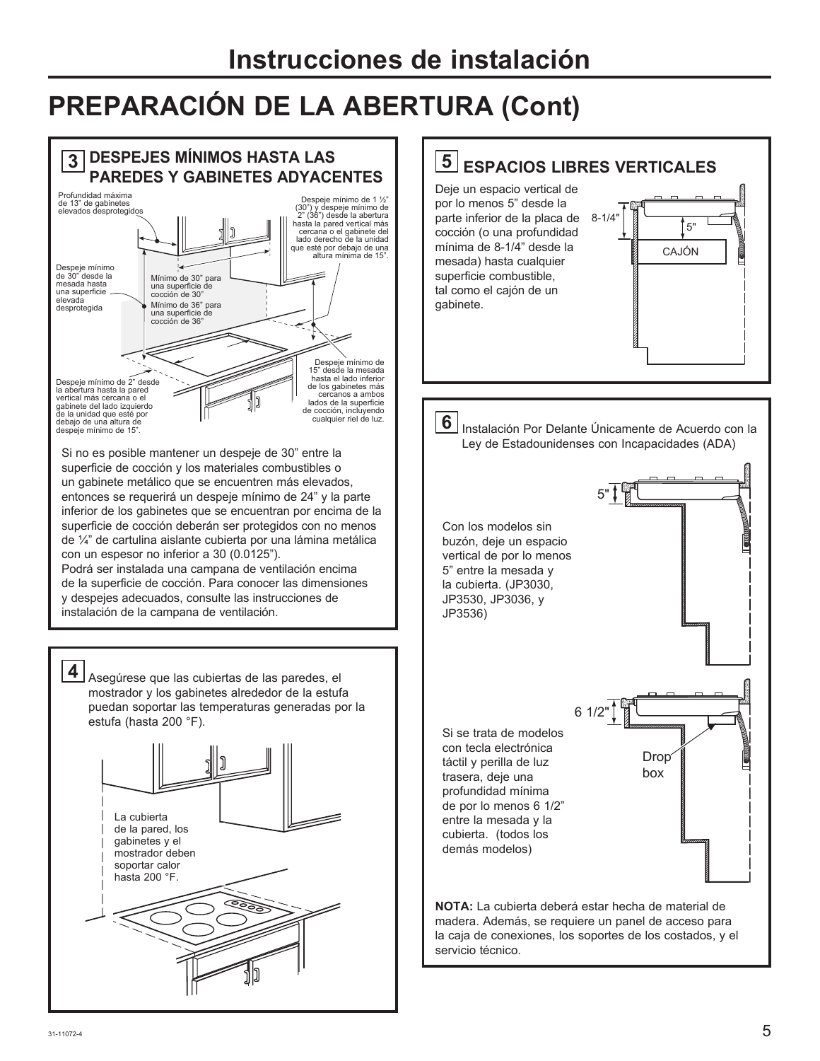# Instrucciones de instalación

## PREPARACIÓN DE LA ABERTURA (Cont)

### 3 DESPEJES MÍNIMOS HASTA LAS PAREDES Y GABINETES ADYACENTES

Profundidad máxima de 13" de gabinetes elevados desprotegidos

Despeje mínimo de 1 ½" (30") y despeje mínimo de 2" (36") desde la abertura hasta la pared vertical más cercana o el gabinete del lado derecho de la unidad que esté por debajo de una altura mínima de 15".

Despeje mínimo de 30" desde la mesada hasta una superficie elevada desprotegida

Mínimo de 30" para una superficie de cocción de 30"

Mínimo de 36" para una superficie de cocción de 36"

Despeje mínimo de 15" desde la mesada hasta el lado inferior de los gabinetes más cercanos a ambos lados de la superficie de cocción, incluyendo cualquier riel de luz.

Despeje mínimo de 2" desde la abertura hasta la pared vertical más cercana o el gabinete del lado izquierdo de la unidad que esté por debajo de una altura de despeje mínimo de 15".

Si no es posible mantener un despeje de 30" entre la superficie de cocción y los materiales combustibles o un gabinete metálico que se encuentren más elevados, entonces se requerirá un despeje mínimo de 24" y la parte inferior de los gabinetes que se encuentran por encima de la superficie de cocción deberán ser protegidos con no menos de ¼" de cartulina aislante cubierta por una lámina metálica con un espesor no inferior a 30 (0.0125").

Podrá ser instalada una campana de ventilación encima de la superficie de cocción. Para conocer las dimensiones y despejes adecuados, consulte las instrucciones de instalación de la campana de ventilación.

### 4

Asegúrese que las cubiertas de las paredes, el mostrador y los gabinetes alrededor de la estufa puedan soportar las temperaturas generadas por la estufa (hasta 200 °F).

La cubierta de la pared, los gabinetes y el mostrador deben soportar calor hasta 200 °F.

### 5 ESPACIOS LIBRES VERTICALES

Deje un espacio vertical de por lo menos 5" desde la parte inferior de la placa de cocción (o una profundidad mínima de 8-1/4" desde la mesada) hasta cualquier superficie combustible, tal como el cajón de un gabinete.

8-1/4"

5"

CAJÓN

### 6

Instalación Por Delante Únicamente de Acuerdo con la Ley de Estadounidenses con Incapacidades (ADA)

5"

Con los modelos sin buzón, deje un espacio vertical de por lo menos 5" entre la mesada y la cubierta. (JP3030, JP3530, JP3036, y JP3536)

6 1/2"

Drop box

Si se trata de modelos con tecla electrónica táctil y perilla de luz trasera, deje una profundidad mínima de por lo menos 6 1/2" entre la mesada y la cubierta. (todos los demás modelos)

**NOTA:** La cubierta deberá estar hecha de material de madera. Además, se requiere un panel de acceso para la caja de conexiones, los soportes de los costados, y el servicio técnico.

31-11072-4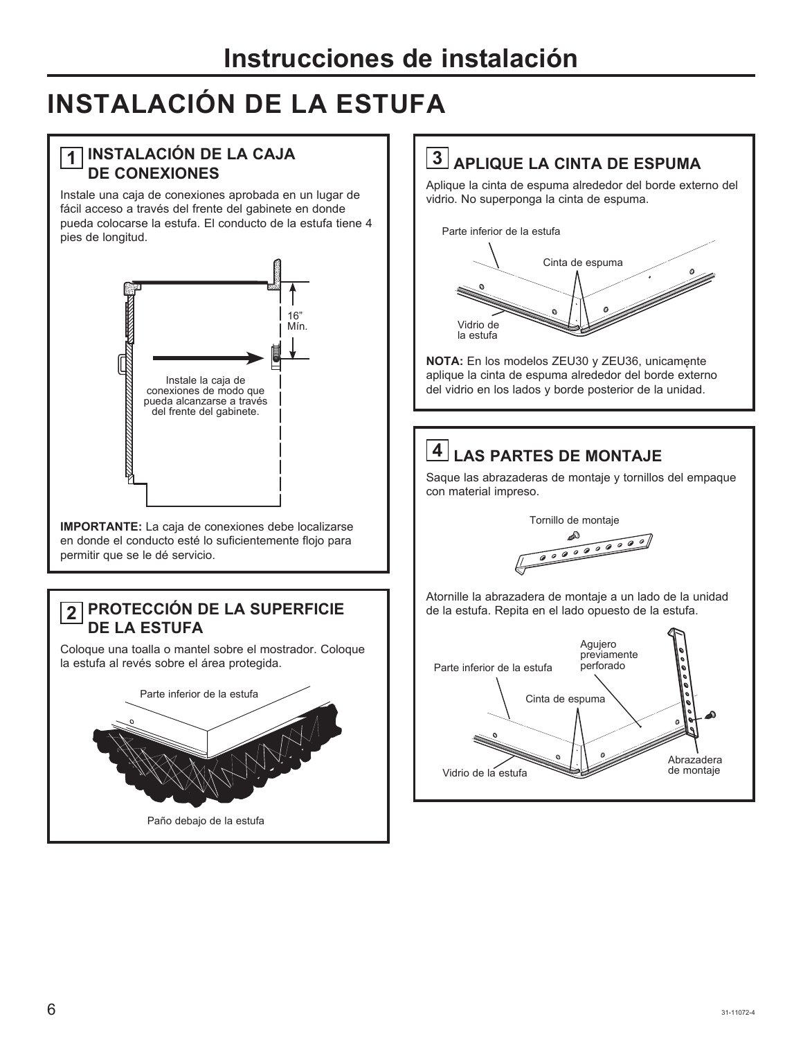# Instrucciones de instalación

## INSTALACIÓN DE LA ESTUFA

### 1 INSTALACIÓN DE LA CAJA DE CONEXIONES

Instale una caja de conexiones aprobada en un lugar de fácil acceso a través del frente del gabinete en donde pueda colocarse la estufa. El conducto de la estufa tiene 4 pies de longitud.

16" Mín.

Instale la caja de conexiones de modo que pueda alcanzarse a través del frente del gabinete.

**IMPORTANTE:** La caja de conexiones debe localizarse en donde el conducto esté lo suficientemente flojo para permitir que se le dé servicio.

### 2 PROTECCIÓN DE LA SUPERFICIE DE LA ESTUFA

Coloque una toalla o mantel sobre el mostrador. Coloque la estufa al revés sobre el área protegida.

Parte inferior de la estufa

Paño debajo de la estufa

### 3 APLIQUE LA CINTA DE ESPUMA

Aplique la cinta de espuma alrededor del borde externo del vidrio. No superponga la cinta de espuma.

Parte inferior de la estufa

Cinta de espuma

Vidrio de la estufa

**NOTA:** En los modelos ZEU30 y ZEU36, unicamente aplique la cinta de espuma alrededor del borde externo del vidrio en los lados y borde posterior de la unidad.

### 4 LAS PARTES DE MONTAJE

Saque las abrazaderas de montaje y tornillos del empaque con material impreso.

Tornillo de montaje

Atornille la abrazadera de montaje a un lado de la unidad de la estufa. Repita en el lado opuesto de la estufa.

Parte inferior de la estufa

Agujero previamente perforado

Cinta de espuma

Vidrio de la estufa

Abrazadera de montaje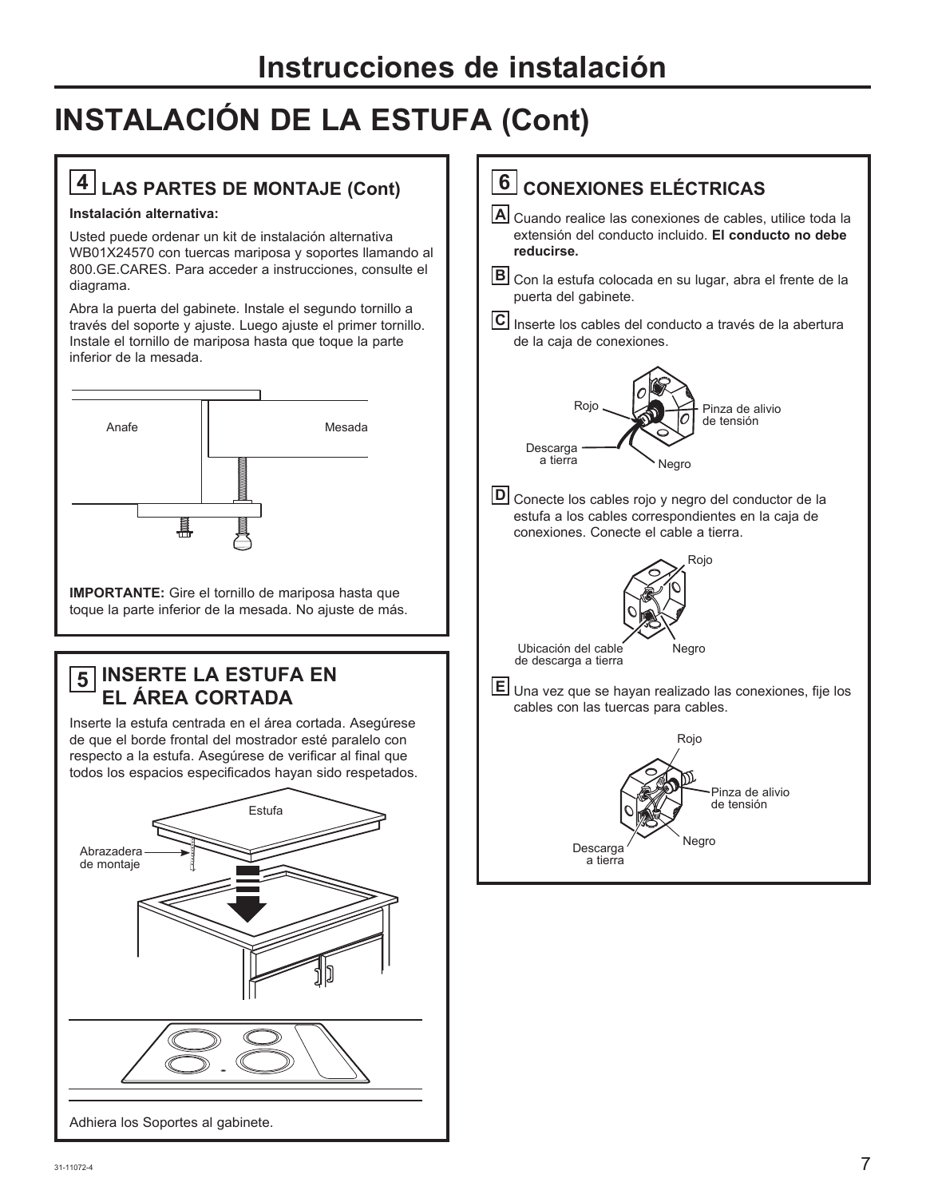# INSTALACIÓN DE LA ESTUFA (Cont)

## 4 LAS PARTES DE MONTAJE (Cont)

**Instalación alternativa:**

Usted puede ordenar un kit de instalación alternativa WB01X24570 con tuercas mariposa y soportes llamando al 800.GE.CARES. Para acceder a instrucciones, consulte el diagrama.

Abra la puerta del gabinete. Instale el segundo tornillo a través del soporte y ajuste. Luego ajuste el primer tornillo. Instale el tornillo de mariposa hasta que toque la parte inferior de la mesada.

Anafe

Mesada

**IMPORTANTE:** Gire el tornillo de mariposa hasta que toque la parte inferior de la mesada. No ajuste de más.

## 5 INSERTE LA ESTUFA EN EL ÁREA CORTADA

Inserte la estufa centrada en el área cortada. Asegúrese de que el borde frontal del mostrador esté paralelo con respecto a la estufa. Asegúrese de verificar al final que todos los espacios especificados hayan sido respetados.

Estufa

Abrazadera de montaje

Adhiera los Soportes al gabinete.

## 6 CONEXIONES ELÉCTRICAS

**A** Cuando realice las conexiones de cables, utilice toda la extensión del conducto incluido. **El conducto no debe reducirse.**

**B** Con la estufa colocada en su lugar, abra el frente de la puerta del gabinete.

**C** Inserte los cables del conducto a través de la abertura de la caja de conexiones.

Rojo

Pinza de alivio de tensión

Descarga a tierra

Negro

**D** Conecte los cables rojo y negro del conductor de la estufa a los cables correspondientes en la caja de conexiones. Conecte el cable a tierra.

Rojo

Ubicación del cable de descarga a tierra

Negro

**E** Una vez que se hayan realizado las conexiones, fije los cables con las tuercas para cables.

Rojo

Pinza de alivio de tensión

Descarga a tierra

Negro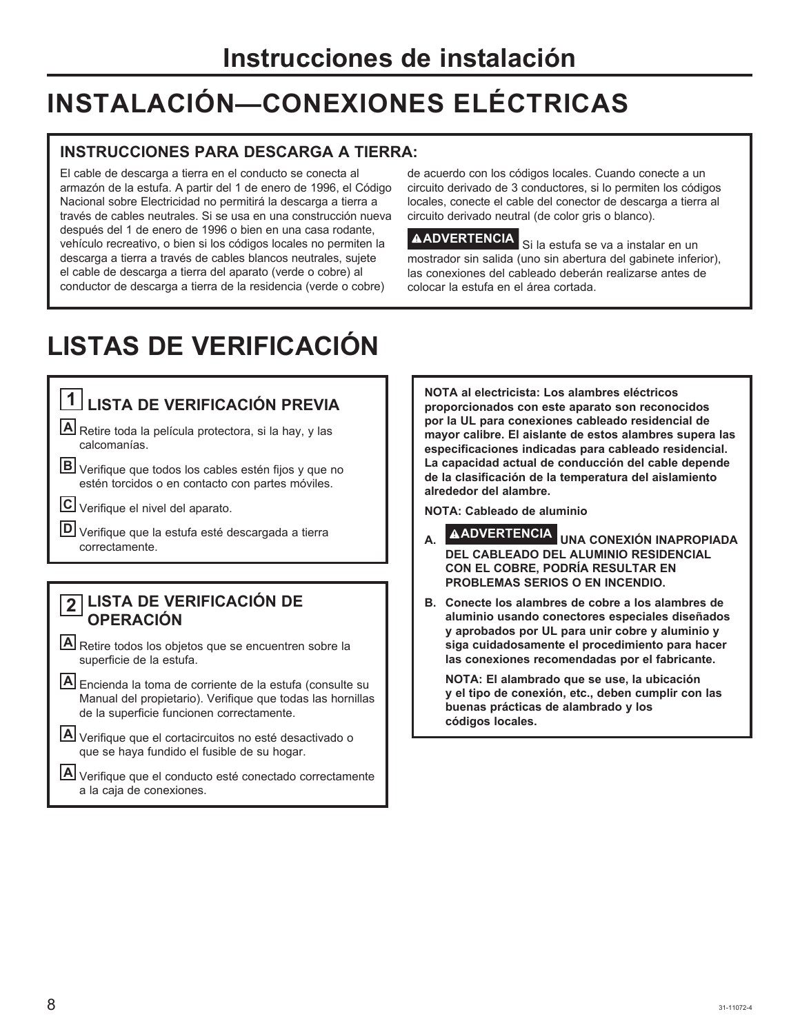# Instrucciones de instalación

## INSTALACIÓN—CONEXIONES ELÉCTRICAS

### INSTRUCCIONES PARA DESCARGA A TIERRA:

El cable de descarga a tierra en el conducto se conecta al armazón de la estufa. A partir del 1 de enero de 1996, el Código Nacional sobre Electricidad no permitirá la descarga a tierra a través de cables neutrales. Si se usa en una construcción nueva después del 1 de enero de 1996 o bien en una casa rodante, vehículo recreativo, o bien si los códigos locales no permiten la descarga a tierra a través de cables blancos neutrales, sujete el cable de descarga a tierra del aparato (verde o cobre) al conductor de descarga a tierra de la residencia (verde o cobre) de acuerdo con los códigos locales. Cuando conecte a un circuito derivado de 3 conductores, si lo permiten los códigos locales, conecte el cable del conector de descarga a tierra al circuito derivado neutral (de color gris o blanco).

**⚠ADVERTENCIA** Si la estufa se va a instalar en un mostrador sin salida (uno sin abertura del gabinete inferior), las conexiones del cableado deberán realizarse antes de colocar la estufa en el área cortada.

## LISTAS DE VERIFICACIÓN

### 1 LISTA DE VERIFICACIÓN PREVIA

**A** Retire toda la película protectora, si la hay, y las calcomanías.

**B** Verifique que todos los cables estén fijos y que no estén torcidos o en contacto con partes móviles.

**C** Verifique el nivel del aparato.

**D** Verifique que la estufa esté descargada a tierra correctamente.

### 2 LISTA DE VERIFICACIÓN DE OPERACIÓN

**A** Retire todos los objetos que se encuentren sobre la superficie de la estufa.

**A** Encienda la toma de corriente de la estufa (consulte su Manual del propietario). Verifique que todas las hornillas de la superficie funcionen correctamente.

**A** Verifique que el cortacircuitos no esté desactivado o que se haya fundido el fusible de su hogar.

**A** Verifique que el conducto esté conectado correctamente a la caja de conexiones.

**NOTA al electricista: Los alambres eléctricos proporcionados con este aparato son reconocidos por la UL para conexiones cableado residencial de mayor calibre. El aislante de estos alambres supera las especificaciones indicadas para cableado residencial. La capacidad actual de conducción del cable depende de la clasificación de la temperatura del aislamiento alrededor del alambre.**

**NOTA: Cableado de aluminio**

**A. ⚠ADVERTENCIA UNA CONEXIÓN INAPROPIADA DEL CABLEADO DEL ALUMINIO RESIDENCIAL CON EL COBRE, PODRÍA RESULTAR EN PROBLEMAS SERIOS O EN INCENDIO.**

**B. Conecte los alambres de cobre a los alambres de aluminio usando conectores especiales diseñados y aprobados por UL para unir cobre y aluminio y siga cuidadosamente el procedimiento para hacer las conexiones recomendadas por el fabricante.**

**NOTA: El alambrado que se use, la ubicación y el tipo de conexión, etc., deben cumplir con las buenas prácticas de alambrado y los códigos locales.**

31-11072-4